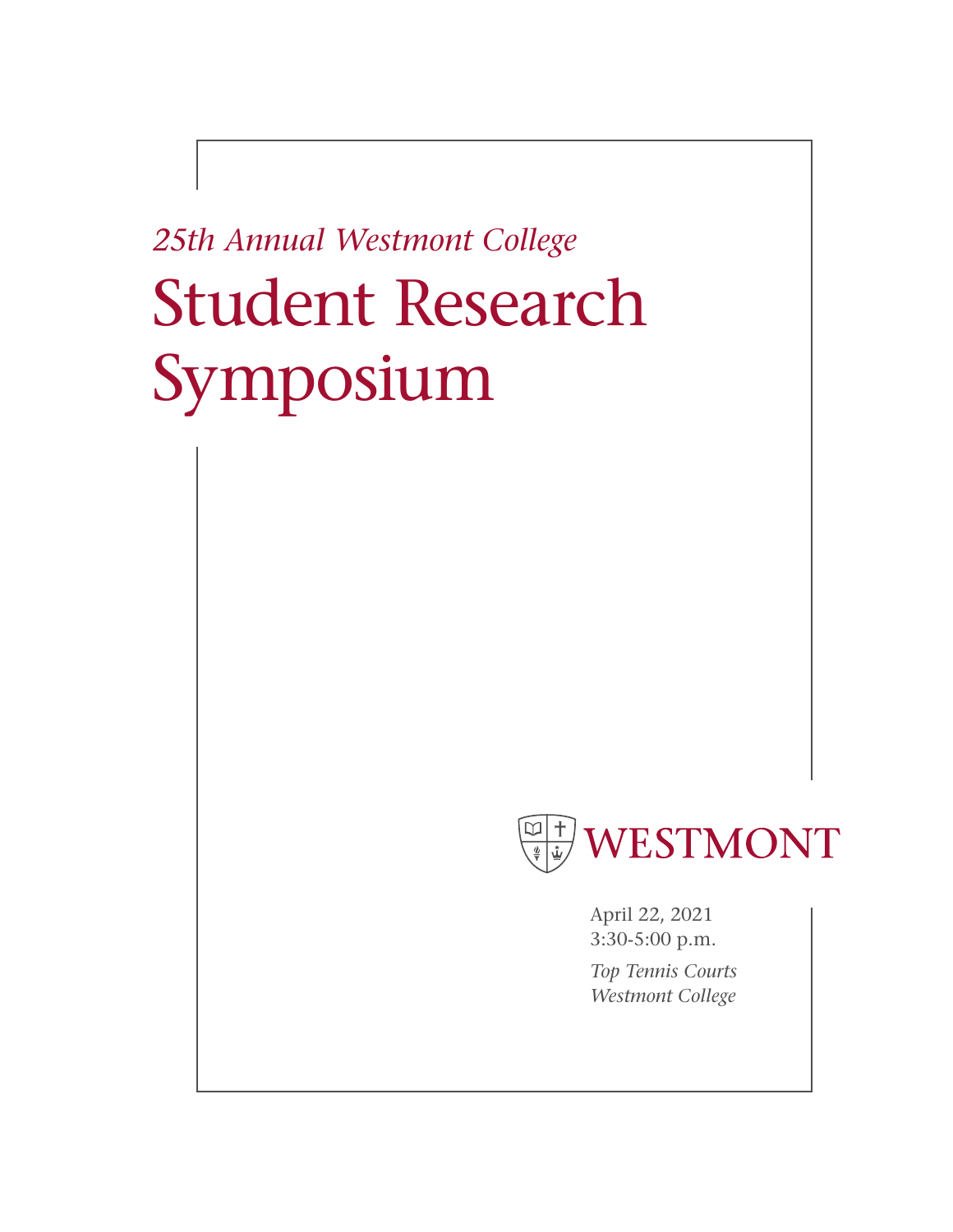*25th Annual Westmont College*

# Student Research Symposium

WESTMONT

April 22, 2021
3:30-5:00 p.m.

*Top Tennis Courts*
*Westmont College*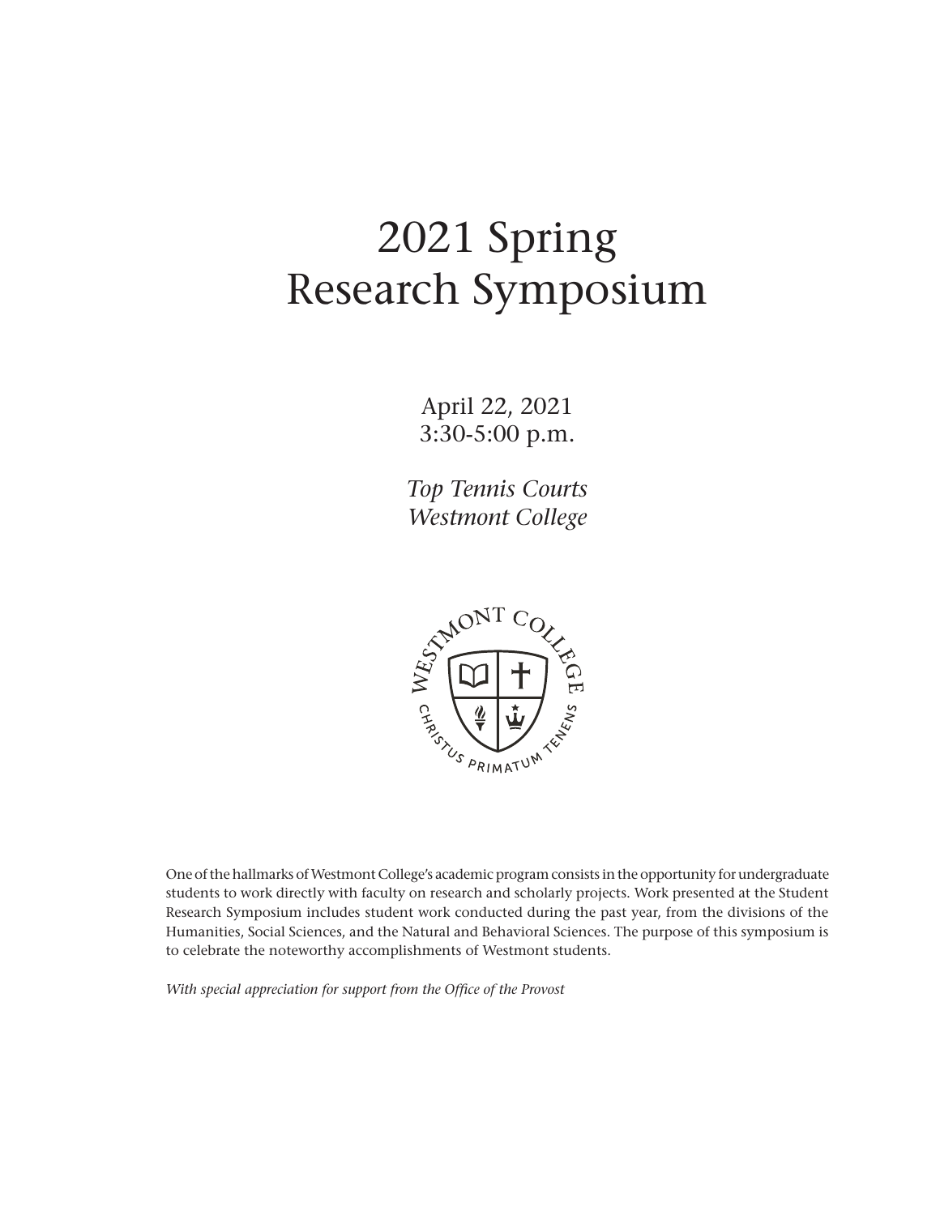# 2021 Spring Research Symposium

April 22, 2021
3:30-5:00 p.m.

*Top Tennis Courts*
*Westmont College*

One of the hallmarks of Westmont College's academic program consists in the opportunity for undergraduate students to work directly with faculty on research and scholarly projects. Work presented at the Student Research Symposium includes student work conducted during the past year, from the divisions of the Humanities, Social Sciences, and the Natural and Behavioral Sciences. The purpose of this symposium is to celebrate the noteworthy accomplishments of Westmont students.

*With special appreciation for support from the Office of the Provost*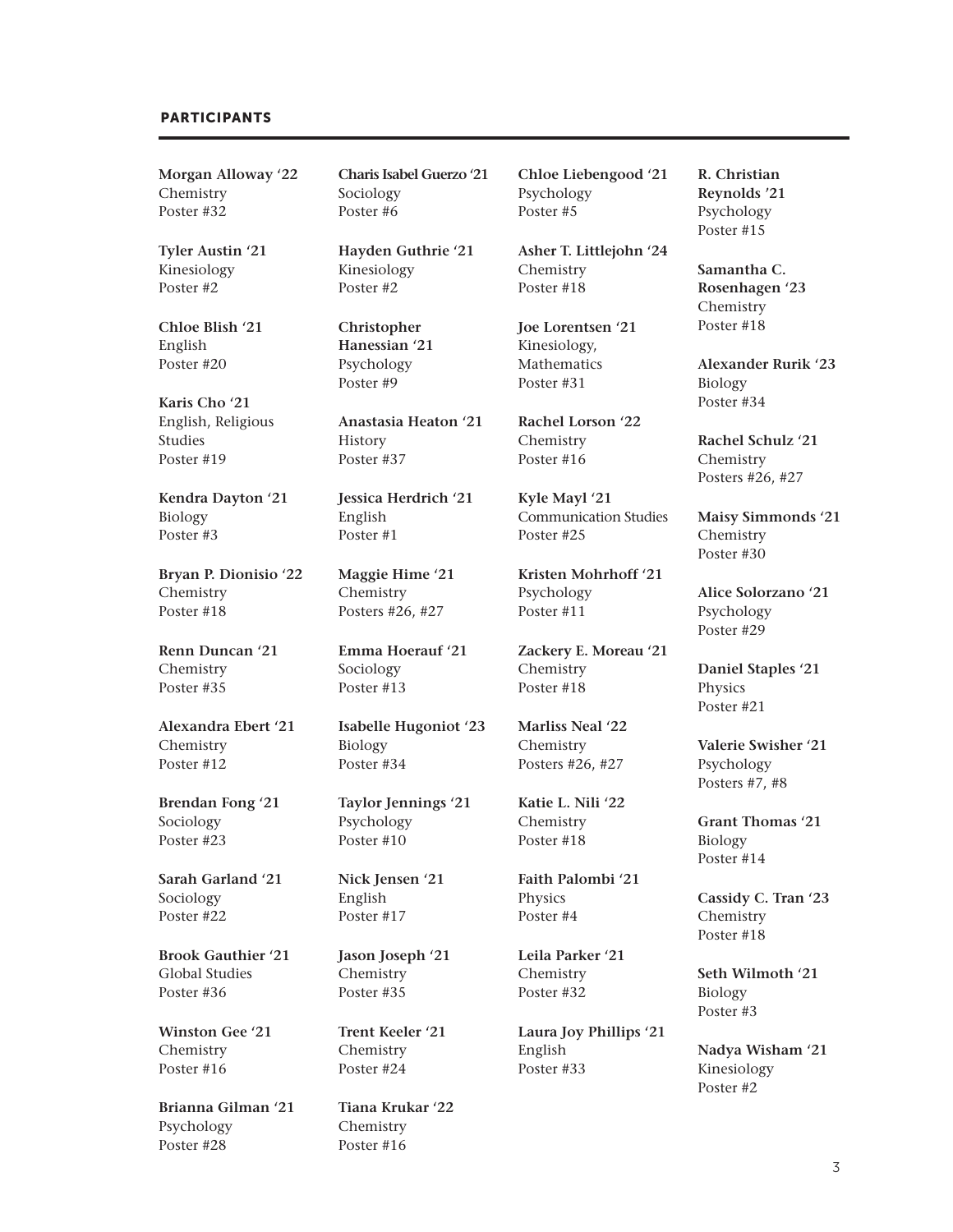## PARTICIPANTS

**Morgan Alloway '22**
Chemistry
Poster #32

**Tyler Austin '21**
Kinesiology
Poster #2

**Chloe Blish '21**
English
Poster #20

**Karis Cho '21**
English, Religious Studies
Poster #19

**Kendra Dayton '21**
Biology
Poster #3

**Bryan P. Dionisio '22**
Chemistry
Poster #18

**Renn Duncan '21**
Chemistry
Poster #35

**Alexandra Ebert '21**
Chemistry
Poster #12

**Brendan Fong '21**
Sociology
Poster #23

**Sarah Garland '21**
Sociology
Poster #22

**Brook Gauthier '21**
Global Studies
Poster #36

**Winston Gee '21**
Chemistry
Poster #16

**Brianna Gilman '21**
Psychology
Poster #28

**Charis Isabel Guerzo '21**
Sociology
Poster #6

**Hayden Guthrie '21**
Kinesiology
Poster #2

**Christopher Hanessian '21**
Psychology
Poster #9

**Anastasia Heaton '21**
History
Poster #37

**Jessica Herdrich '21**
English
Poster #1

**Maggie Hime '21**
Chemistry
Posters #26, #27

**Emma Hoerauf '21**
Sociology
Poster #13

**Isabelle Hugoniot '23**
Biology
Poster #34

**Taylor Jennings '21**
Psychology
Poster #10

**Nick Jensen '21**
English
Poster #17

**Jason Joseph '21**
Chemistry
Poster #35

**Trent Keeler '21**
Chemistry
Poster #24

**Tiana Krukar '22**
Chemistry
Poster #16

**Chloe Liebengood '21**
Psychology
Poster #5

**Asher T. Littlejohn '24**
Chemistry
Poster #18

**Joe Lorentsen '21**
Kinesiology, Mathematics
Poster #31

**Rachel Lorson '22**
Chemistry
Poster #16

**Kyle Mayl '21**
Communication Studies
Poster #25

**Kristen Mohrhoff '21**
Psychology
Poster #11

**Zackery E. Moreau '21**
Chemistry
Poster #18

**Marliss Neal '22**
Chemistry
Posters #26, #27

**Katie L. Nili '22**
Chemistry
Poster #18

**Faith Palombi '21**
Physics
Poster #4

**Leila Parker '21**
Chemistry
Poster #32

**Laura Joy Phillips '21**
English
Poster #33

**R. Christian Reynolds '21**
Psychology
Poster #15

**Samantha C. Rosenhagen '23**
Chemistry
Poster #18

**Alexander Rurik '23**
Biology
Poster #34

**Rachel Schulz '21**
Chemistry
Posters #26, #27

**Maisy Simmonds '21**
Chemistry
Poster #30

**Alice Solorzano '21**
Psychology
Poster #29

**Daniel Staples '21**
Physics
Poster #21

**Valerie Swisher '21**
Psychology
Posters #7, #8

**Grant Thomas '21**
Biology
Poster #14

**Cassidy C. Tran '23**
Chemistry
Poster #18

**Seth Wilmoth '21**
Biology
Poster #3

**Nadya Wisham '21**
Kinesiology
Poster #2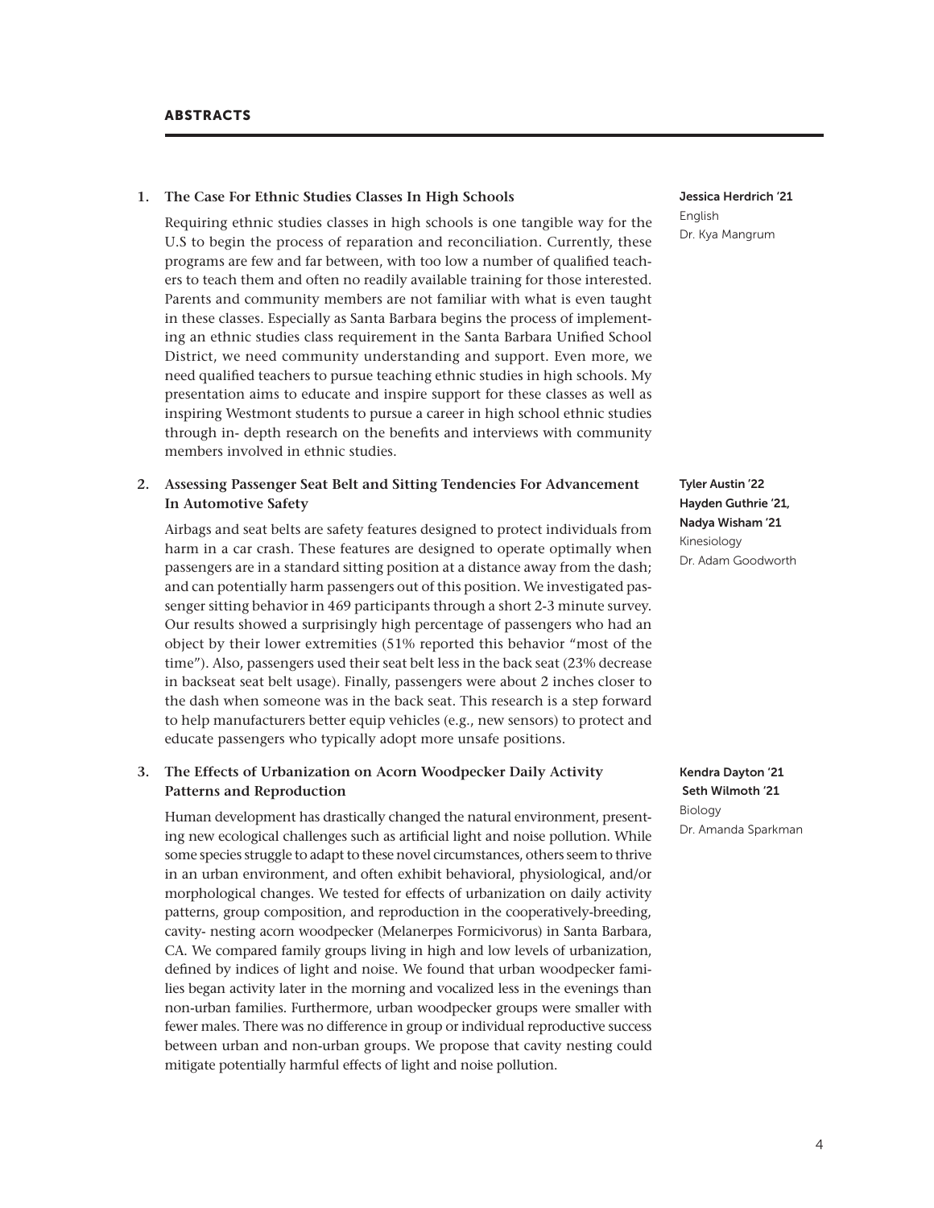## ABSTRACTS

### 1. The Case For Ethnic Studies Classes In High Schools

**Jessica Herdrich '21**
English
Dr. Kya Mangrum

Requiring ethnic studies classes in high schools is one tangible way for the U.S to begin the process of reparation and reconciliation. Currently, these programs are few and far between, with too low a number of qualified teachers to teach them and often no readily available training for those interested. Parents and community members are not familiar with what is even taught in these classes. Especially as Santa Barbara begins the process of implementing an ethnic studies class requirement in the Santa Barbara Unified School District, we need community understanding and support. Even more, we need qualified teachers to pursue teaching ethnic studies in high schools. My presentation aims to educate and inspire support for these classes as well as inspiring Westmont students to pursue a career in high school ethnic studies through in- depth research on the benefits and interviews with community members involved in ethnic studies.

### 2. Assessing Passenger Seat Belt and Sitting Tendencies For Advancement In Automotive Safety

**Tyler Austin '22**
**Hayden Guthrie '21,**
**Nadya Wisham '21**
Kinesiology
Dr. Adam Goodworth

Airbags and seat belts are safety features designed to protect individuals from harm in a car crash. These features are designed to operate optimally when passengers are in a standard sitting position at a distance away from the dash; and can potentially harm passengers out of this position. We investigated passenger sitting behavior in 469 participants through a short 2-3 minute survey. Our results showed a surprisingly high percentage of passengers who had an object by their lower extremities (51% reported this behavior "most of the time"). Also, passengers used their seat belt less in the back seat (23% decrease in backseat seat belt usage). Finally, passengers were about 2 inches closer to the dash when someone was in the back seat. This research is a step forward to help manufacturers better equip vehicles (e.g., new sensors) to protect and educate passengers who typically adopt more unsafe positions.

### 3. The Effects of Urbanization on Acorn Woodpecker Daily Activity Patterns and Reproduction

**Kendra Dayton '21**
**Seth Wilmoth '21**
Biology
Dr. Amanda Sparkman

Human development has drastically changed the natural environment, presenting new ecological challenges such as artificial light and noise pollution. While some species struggle to adapt to these novel circumstances, others seem to thrive in an urban environment, and often exhibit behavioral, physiological, and/or morphological changes. We tested for effects of urbanization on daily activity patterns, group composition, and reproduction in the cooperatively-breeding, cavity- nesting acorn woodpecker (Melanerpes Formicivorus) in Santa Barbara, CA. We compared family groups living in high and low levels of urbanization, defined by indices of light and noise. We found that urban woodpecker families began activity later in the morning and vocalized less in the evenings than non-urban families. Furthermore, urban woodpecker groups were smaller with fewer males. There was no difference in group or individual reproductive success between urban and non-urban groups. We propose that cavity nesting could mitigate potentially harmful effects of light and noise pollution.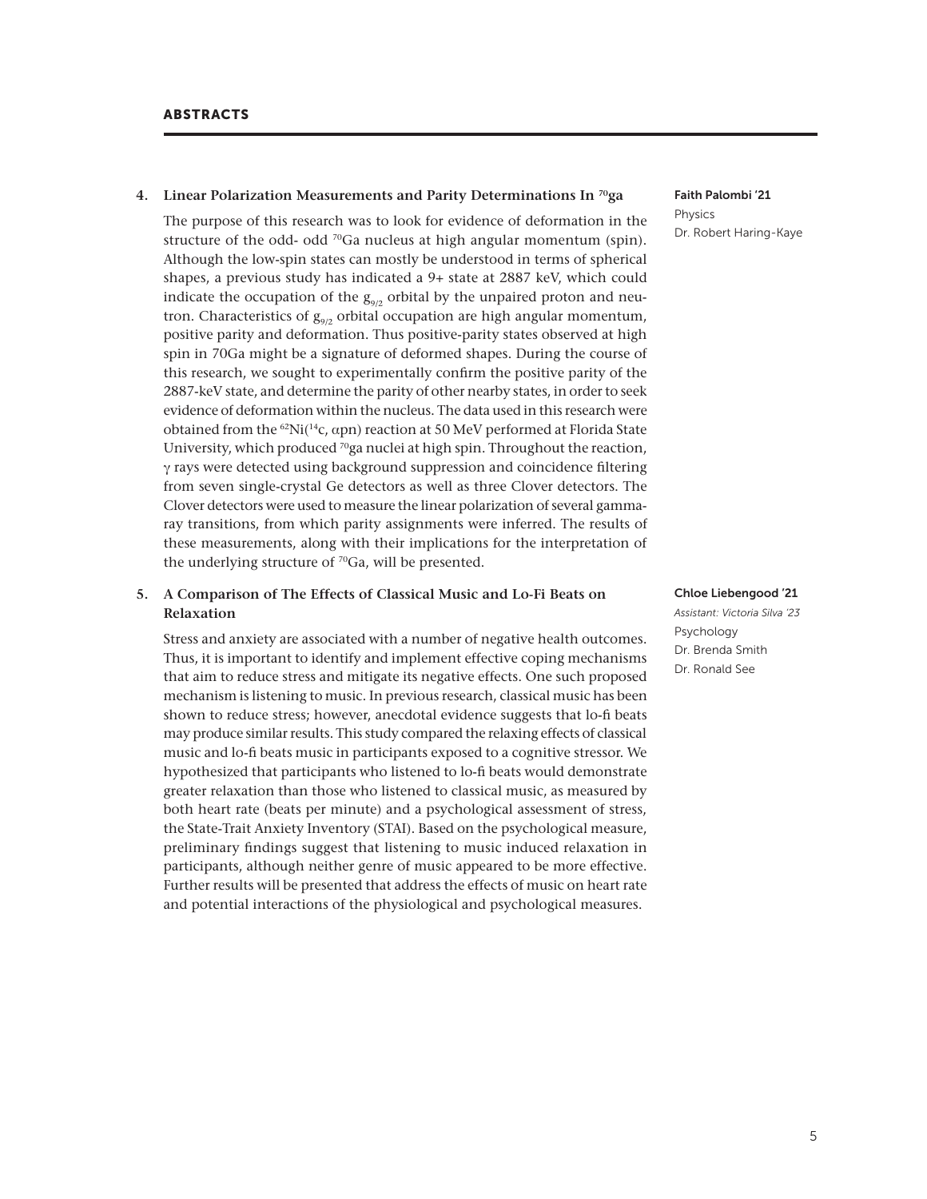# ABSTRACTS

### 4. Linear Polarization Measurements and Parity Determinations In $^{70}$ga

**Faith Palombi '21**
Physics
Dr. Robert Haring-Kaye

The purpose of this research was to look for evidence of deformation in the structure of the odd- odd $^{70}$Ga nucleus at high angular momentum (spin). Although the low-spin states can mostly be understood in terms of spherical shapes, a previous study has indicated a 9+ state at 2887 keV, which could indicate the occupation of the $g_{9/2}$ orbital by the unpaired proton and neutron. Characteristics of $g_{9/2}$ orbital occupation are high angular momentum, positive parity and deformation. Thus positive-parity states observed at high spin in 70Ga might be a signature of deformed shapes. During the course of this research, we sought to experimentally confirm the positive parity of the 2887-keV state, and determine the parity of other nearby states, in order to seek evidence of deformation within the nucleus. The data used in this research were obtained from the $^{62}$Ni($^{14}$c, αpn) reaction at 50 MeV performed at Florida State University, which produced $^{70}$ga nuclei at high spin. Throughout the reaction, γ rays were detected using background suppression and coincidence filtering from seven single-crystal Ge detectors as well as three Clover detectors. The Clover detectors were used to measure the linear polarization of several gamma-ray transitions, from which parity assignments were inferred. The results of these measurements, along with their implications for the interpretation of the underlying structure of $^{70}$Ga, will be presented.

### 5. A Comparison of The Effects of Classical Music and Lo-Fi Beats on Relaxation

**Chloe Liebengood '21**
*Assistant: Victoria Silva '23*
Psychology
Dr. Brenda Smith
Dr. Ronald See

Stress and anxiety are associated with a number of negative health outcomes. Thus, it is important to identify and implement effective coping mechanisms that aim to reduce stress and mitigate its negative effects. One such proposed mechanism is listening to music. In previous research, classical music has been shown to reduce stress; however, anecdotal evidence suggests that lo-fi beats may produce similar results. This study compared the relaxing effects of classical music and lo-fi beats music in participants exposed to a cognitive stressor. We hypothesized that participants who listened to lo-fi beats would demonstrate greater relaxation than those who listened to classical music, as measured by both heart rate (beats per minute) and a psychological assessment of stress, the State-Trait Anxiety Inventory (STAI). Based on the psychological measure, preliminary findings suggest that listening to music induced relaxation in participants, although neither genre of music appeared to be more effective. Further results will be presented that address the effects of music on heart rate and potential interactions of the physiological and psychological measures.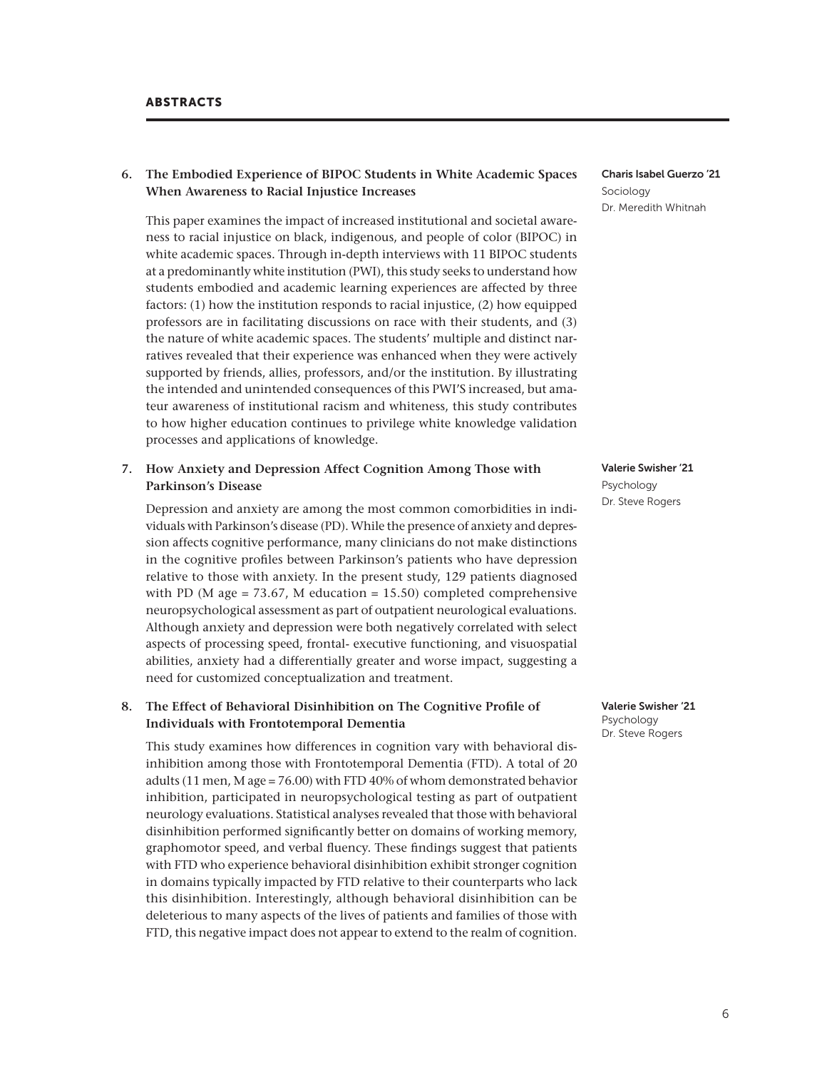## 6. The Embodied Experience of BIPOC Students in White Academic Spaces When Awareness to Racial Injustice Increases

**Charis Isabel Guerzo '21**
Sociology
Dr. Meredith Whitnah

This paper examines the impact of increased institutional and societal awareness to racial injustice on black, indigenous, and people of color (BIPOC) in white academic spaces. Through in-depth interviews with 11 BIPOC students at a predominantly white institution (PWI), this study seeks to understand how students embodied and academic learning experiences are affected by three factors: (1) how the institution responds to racial injustice, (2) how equipped professors are in facilitating discussions on race with their students, and (3) the nature of white academic spaces. The students' multiple and distinct narratives revealed that their experience was enhanced when they were actively supported by friends, allies, professors, and/or the institution. By illustrating the intended and unintended consequences of this PWI'S increased, but amateur awareness of institutional racism and whiteness, this study contributes to how higher education continues to privilege white knowledge validation processes and applications of knowledge.

## 7. How Anxiety and Depression Affect Cognition Among Those with Parkinson's Disease

**Valerie Swisher '21**
Psychology
Dr. Steve Rogers

Depression and anxiety are among the most common comorbidities in individuals with Parkinson's disease (PD). While the presence of anxiety and depression affects cognitive performance, many clinicians do not make distinctions in the cognitive profiles between Parkinson's patients who have depression relative to those with anxiety. In the present study, 129 patients diagnosed with PD (M age = 73.67, M education = 15.50) completed comprehensive neuropsychological assessment as part of outpatient neurological evaluations. Although anxiety and depression were both negatively correlated with select aspects of processing speed, frontal- executive functioning, and visuospatial abilities, anxiety had a differentially greater and worse impact, suggesting a need for customized conceptualization and treatment.

## 8. The Effect of Behavioral Disinhibition on The Cognitive Profile of Individuals with Frontotemporal Dementia

**Valerie Swisher '21**
Psychology
Dr. Steve Rogers

This study examines how differences in cognition vary with behavioral disinhibition among those with Frontotemporal Dementia (FTD). A total of 20 adults (11 men, M age = 76.00) with FTD 40% of whom demonstrated behavior inhibition, participated in neuropsychological testing as part of outpatient neurology evaluations. Statistical analyses revealed that those with behavioral disinhibition performed significantly better on domains of working memory, graphomotor speed, and verbal fluency. These findings suggest that patients with FTD who experience behavioral disinhibition exhibit stronger cognition in domains typically impacted by FTD relative to their counterparts who lack this disinhibition. Interestingly, although behavioral disinhibition can be deleterious to many aspects of the lives of patients and families of those with FTD, this negative impact does not appear to extend to the realm of cognition.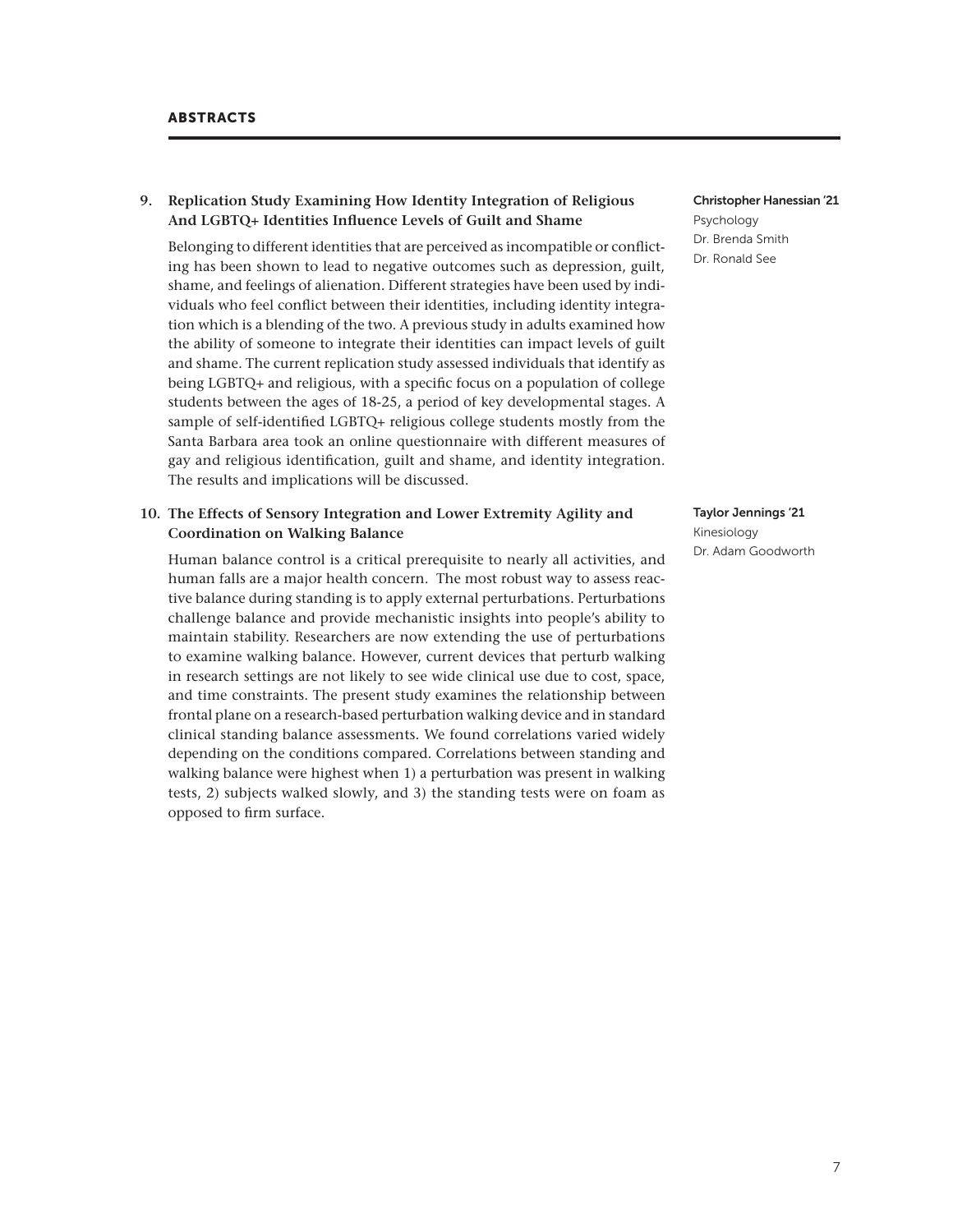### 9. Replication Study Examining How Identity Integration of Religious And LGBTQ+ Identities Influence Levels of Guilt and Shame

**Christopher Hanessian '21**
Psychology
Dr. Brenda Smith
Dr. Ronald See

Belonging to different identities that are perceived as incompatible or conflicting has been shown to lead to negative outcomes such as depression, guilt, shame, and feelings of alienation. Different strategies have been used by individuals who feel conflict between their identities, including identity integration which is a blending of the two. A previous study in adults examined how the ability of someone to integrate their identities can impact levels of guilt and shame. The current replication study assessed individuals that identify as being LGBTQ+ and religious, with a specific focus on a population of college students between the ages of 18-25, a period of key developmental stages. A sample of self-identified LGBTQ+ religious college students mostly from the Santa Barbara area took an online questionnaire with different measures of gay and religious identification, guilt and shame, and identity integration. The results and implications will be discussed.

### 10. The Effects of Sensory Integration and Lower Extremity Agility and Coordination on Walking Balance

**Taylor Jennings '21**
Kinesiology
Dr. Adam Goodworth

Human balance control is a critical prerequisite to nearly all activities, and human falls are a major health concern. The most robust way to assess reactive balance during standing is to apply external perturbations. Perturbations challenge balance and provide mechanistic insights into people's ability to maintain stability. Researchers are now extending the use of perturbations to examine walking balance. However, current devices that perturb walking in research settings are not likely to see wide clinical use due to cost, space, and time constraints. The present study examines the relationship between frontal plane on a research-based perturbation walking device and in standard clinical standing balance assessments. We found correlations varied widely depending on the conditions compared. Correlations between standing and walking balance were highest when 1) a perturbation was present in walking tests, 2) subjects walked slowly, and 3) the standing tests were on foam as opposed to firm surface.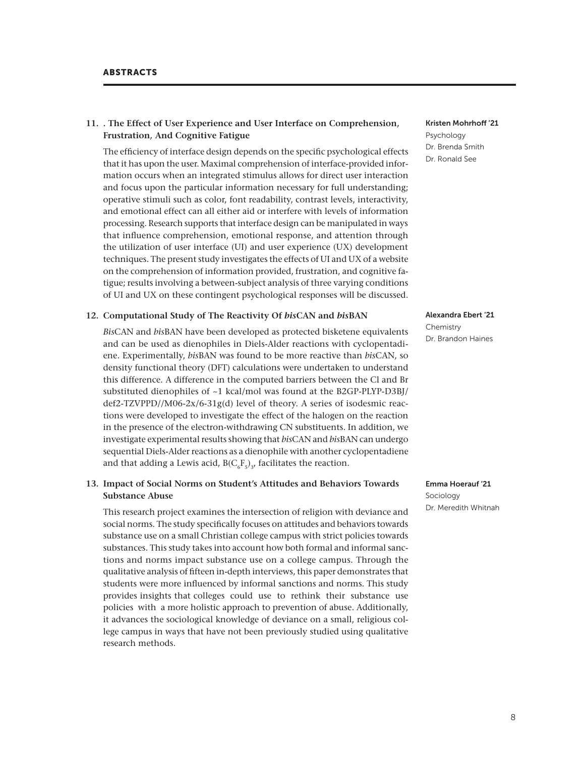## ABSTRACTS

### 11. . The Effect of User Experience and User Interface on Comprehension, Frustration, And Cognitive Fatigue

**Kristen Mohrhoff '21**
Psychology
Dr. Brenda Smith
Dr. Ronald See

The efficiency of interface design depends on the specific psychological effects that it has upon the user. Maximal comprehension of interface-provided information occurs when an integrated stimulus allows for direct user interaction and focus upon the particular information necessary for full understanding; operative stimuli such as color, font readability, contrast levels, interactivity, and emotional effect can all either aid or interfere with levels of information processing. Research supports that interface design can be manipulated in ways that influence comprehension, emotional response, and attention through the utilization of user interface (UI) and user experience (UX) development techniques. The present study investigates the effects of UI and UX of a website on the comprehension of information provided, frustration, and cognitive fatigue; results involving a between-subject analysis of three varying conditions of UI and UX on these contingent psychological responses will be discussed.

### 12. Computational Study of The Reactivity Of *bis*CAN and *bis*BAN

**Alexandra Ebert '21**
Chemistry
Dr. Brandon Haines

*Bis*CAN and *bis*BAN have been developed as protected bisketene equivalents and can be used as dienophiles in Diels-Alder reactions with cyclopentadiene. Experimentally, *bis*BAN was found to be more reactive than *bis*CAN, so density functional theory (DFT) calculations were undertaken to understand this difference. A difference in the computed barriers between the Cl and Br substituted dienophiles of ~1 kcal/mol was found at the B2GP-PLYP-D3BJ/def2-TZVPPD//M06-2x/6-31g(d) level of theory. A series of isodesmic reactions were developed to investigate the effect of the halogen on the reaction in the presence of the electron-withdrawing CN substituents. In addition, we investigate experimental results showing that *bis*CAN and *bis*BAN can undergo sequential Diels-Alder reactions as a dienophile with another cyclopentadiene and that adding a Lewis acid, $B(C_6F_5)_3$, facilitates the reaction.

### 13. Impact of Social Norms on Student's Attitudes and Behaviors Towards Substance Abuse

**Emma Hoerauf '21**
Sociology
Dr. Meredith Whitnah

This research project examines the intersection of religion with deviance and social norms. The study specifically focuses on attitudes and behaviors towards substance use on a small Christian college campus with strict policies towards substances. This study takes into account how both formal and informal sanctions and norms impact substance use on a college campus. Through the qualitative analysis of fifteen in-depth interviews, this paper demonstrates that students were more influenced by informal sanctions and norms. This study provides insights that colleges could use to rethink their substance use policies with a more holistic approach to prevention of abuse. Additionally, it advances the sociological knowledge of deviance on a small, religious college campus in ways that have not been previously studied using qualitative research methods.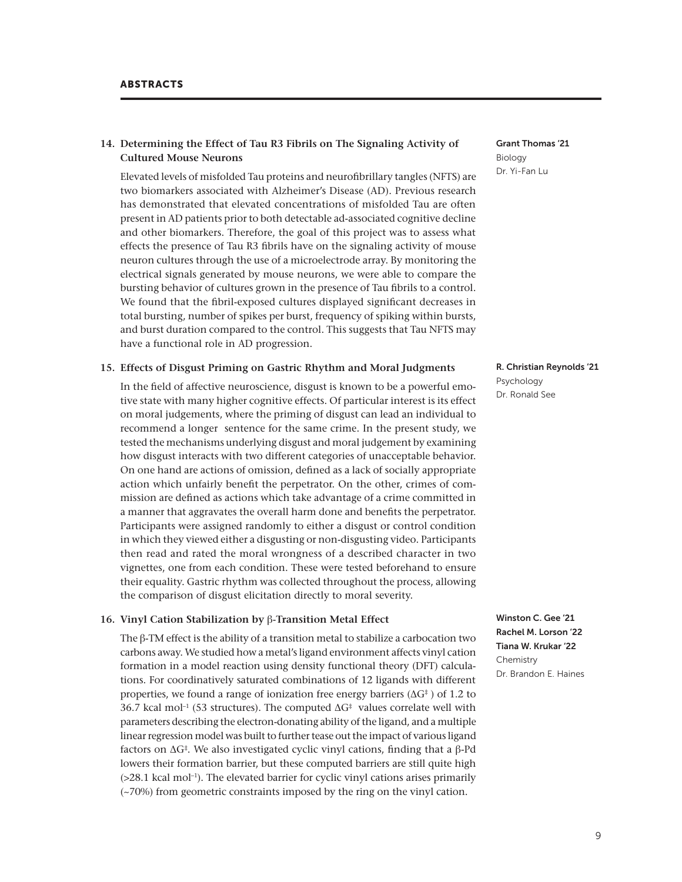## 14. Determining the Effect of Tau R3 Fibrils on The Signaling Activity of Cultured Mouse Neurons

**Grant Thomas '21**
Biology
Dr. Yi-Fan Lu

Elevated levels of misfolded Tau proteins and neurofibrillary tangles (NFTS) are two biomarkers associated with Alzheimer's Disease (AD). Previous research has demonstrated that elevated concentrations of misfolded Tau are often present in AD patients prior to both detectable ad-associated cognitive decline and other biomarkers. Therefore, the goal of this project was to assess what effects the presence of Tau R3 fibrils have on the signaling activity of mouse neuron cultures through the use of a microelectrode array. By monitoring the electrical signals generated by mouse neurons, we were able to compare the bursting behavior of cultures grown in the presence of Tau fibrils to a control. We found that the fibril-exposed cultures displayed significant decreases in total bursting, number of spikes per burst, frequency of spiking within bursts, and burst duration compared to the control. This suggests that Tau NFTS may have a functional role in AD progression.

## 15. Effects of Disgust Priming on Gastric Rhythm and Moral Judgments

**R. Christian Reynolds '21**
Psychology
Dr. Ronald See

In the field of affective neuroscience, disgust is known to be a powerful emotive state with many higher cognitive effects. Of particular interest is its effect on moral judgements, where the priming of disgust can lead an individual to recommend a longer sentence for the same crime. In the present study, we tested the mechanisms underlying disgust and moral judgement by examining how disgust interacts with two different categories of unacceptable behavior. On one hand are actions of omission, defined as a lack of socially appropriate action which unfairly benefit the perpetrator. On the other, crimes of commission are defined as actions which take advantage of a crime committed in a manner that aggravates the overall harm done and benefits the perpetrator. Participants were assigned randomly to either a disgust or control condition in which they viewed either a disgusting or non-disgusting video. Participants then read and rated the moral wrongness of a described character in two vignettes, one from each condition. These were tested beforehand to ensure their equality. Gastric rhythm was collected throughout the process, allowing the comparison of disgust elicitation directly to moral severity.

## 16. Vinyl Cation Stabilization by β-Transition Metal Effect

**Winston C. Gee '21**
**Rachel M. Lorson '22**
**Tiana W. Krukar '22**
Chemistry
Dr. Brandon E. Haines

The β-TM effect is the ability of a transition metal to stabilize a carbocation two carbons away. We studied how a metal's ligand environment affects vinyl cation formation in a model reaction using density functional theory (DFT) calculations. For coordinatively saturated combinations of 12 ligands with different properties, we found a range of ionization free energy barriers ($\Delta G^{\ddagger}$) of 1.2 to 36.7 kcal mol$^{-1}$ (53 structures). The computed $\Delta G^{\ddagger}$ values correlate well with parameters describing the electron-donating ability of the ligand, and a multiple linear regression model was built to further tease out the impact of various ligand factors on $\Delta G^{\ddagger}$. We also investigated cyclic vinyl cations, finding that a β-Pd lowers their formation barrier, but these computed barriers are still quite high (>28.1 kcal mol$^{-1}$). The elevated barrier for cyclic vinyl cations arises primarily (~70%) from geometric constraints imposed by the ring on the vinyl cation.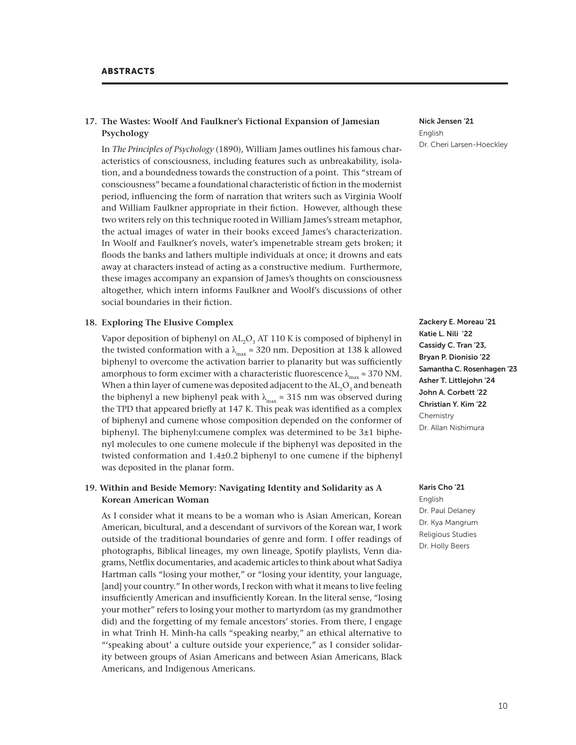## ABSTRACTS

### 17. The Wastes: Woolf And Faulkner's Fictional Expansion of Jamesian Psychology

**Nick Jensen '21**
English
Dr. Cheri Larsen-Hoeckley

In *The Principles of Psychology* (1890), William James outlines his famous characteristics of consciousness, including features such as unbreakability, isolation, and a boundedness towards the construction of a point. This "stream of consciousness" became a foundational characteristic of fiction in the modernist period, influencing the form of narration that writers such as Virginia Woolf and William Faulkner appropriate in their fiction. However, although these two writers rely on this technique rooted in William James's stream metaphor, the actual images of water in their books exceed James's characterization. In Woolf and Faulkner's novels, water's impenetrable stream gets broken; it floods the banks and lathers multiple individuals at once; it drowns and eats away at characters instead of acting as a constructive medium. Furthermore, these images accompany an expansion of James's thoughts on consciousness altogether, which intern informs Faulkner and Woolf's discussions of other social boundaries in their fiction.

### 18. Exploring The Elusive Complex

**Zackery E. Moreau '21**
**Katie L. Nili '22**
**Cassidy C. Tran '23,**
**Bryan P. Dionisio '22**
**Samantha C. Rosenhagen '23**
**Asher T. Littlejohn '24**
**John A. Corbett '22**
**Christian Y. Kim '22**
Chemistry
Dr. Allan Nishimura

Vapor deposition of biphenyl on $AL_2O_3$ AT 110 K is composed of biphenyl in the twisted conformation with a $\lambda_{max} \approx 320$ nm. Deposition at 138 k allowed biphenyl to overcome the activation barrier to planarity but was sufficiently amorphous to form excimer with a characteristic fluorescence $\lambda_{max} \approx 370$ NM. When a thin layer of cumene was deposited adjacent to the $AL_2O_3$ and beneath the biphenyl a new biphenyl peak with $\lambda_{max} \approx 315$ nm was observed during the TPD that appeared briefly at 147 K. This peak was identified as a complex of biphenyl and cumene whose composition depended on the conformer of biphenyl. The biphenyl:cumene complex was determined to be 3±1 biphenyl molecules to one cumene molecule if the biphenyl was deposited in the twisted conformation and 1.4±0.2 biphenyl to one cumene if the biphenyl was deposited in the planar form.

### 19. Within and Beside Memory: Navigating Identity and Solidarity as A Korean American Woman

**Karis Cho '21**
English
Dr. Paul Delaney
Dr. Kya Mangrum
Religious Studies
Dr. Holly Beers

As I consider what it means to be a woman who is Asian American, Korean American, bicultural, and a descendant of survivors of the Korean war, I work outside of the traditional boundaries of genre and form. I offer readings of photographs, Biblical lineages, my own lineage, Spotify playlists, Venn diagrams, Netflix documentaries, and academic articles to think about what Sadiya Hartman calls "losing your mother," or "losing your identity, your language, [and] your country." In other words, I reckon with what it means to live feeling insufficiently American and insufficiently Korean. In the literal sense, "losing your mother" refers to losing your mother to martyrdom (as my grandmother did) and the forgetting of my female ancestors' stories. From there, I engage in what Trinh H. Minh-ha calls "speaking nearby," an ethical alternative to "'speaking about' a culture outside your experience," as I consider solidarity between groups of Asian Americans and between Asian Americans, Black Americans, and Indigenous Americans.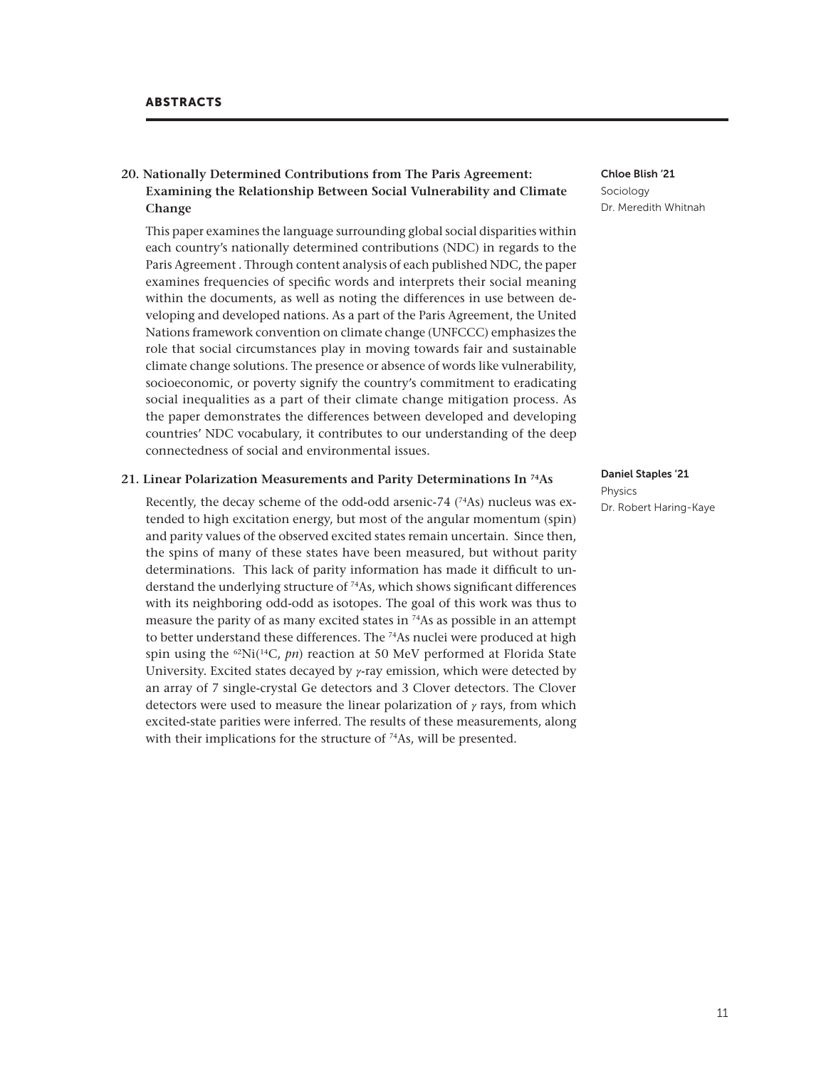## 20. Nationally Determined Contributions from The Paris Agreement: Examining the Relationship Between Social Vulnerability and Climate Change

**Chloe Blish '21**
Sociology
Dr. Meredith Whitnah

This paper examines the language surrounding global social disparities within each country's nationally determined contributions (NDC) in regards to the Paris Agreement . Through content analysis of each published NDC, the paper examines frequencies of specific words and interprets their social meaning within the documents, as well as noting the differences in use between developing and developed nations. As a part of the Paris Agreement, the United Nations framework convention on climate change (UNFCCC) emphasizes the role that social circumstances play in moving towards fair and sustainable climate change solutions. The presence or absence of words like vulnerability, socioeconomic, or poverty signify the country's commitment to eradicating social inequalities as a part of their climate change mitigation process. As the paper demonstrates the differences between developed and developing countries' NDC vocabulary, it contributes to our understanding of the deep connectedness of social and environmental issues.

## 21. Linear Polarization Measurements and Parity Determinations In $^{74}$As

**Daniel Staples '21**
Physics
Dr. Robert Haring-Kaye

Recently, the decay scheme of the odd-odd arsenic-74 ($^{74}$As) nucleus was extended to high excitation energy, but most of the angular momentum (spin) and parity values of the observed excited states remain uncertain. Since then, the spins of many of these states have been measured, but without parity determinations. This lack of parity information has made it difficult to understand the underlying structure of $^{74}$As, which shows significant differences with its neighboring odd-odd as isotopes. The goal of this work was thus to measure the parity of as many excited states in $^{74}$As as possible in an attempt to better understand these differences. The $^{74}$As nuclei were produced at high spin using the $^{62}$Ni($^{14}$C, *pn*) reaction at 50 MeV performed at Florida State University. Excited states decayed by $\gamma$-ray emission, which were detected by an array of 7 single-crystal Ge detectors and 3 Clover detectors. The Clover detectors were used to measure the linear polarization of $\gamma$ rays, from which excited-state parities were inferred. The results of these measurements, along with their implications for the structure of $^{74}$As, will be presented.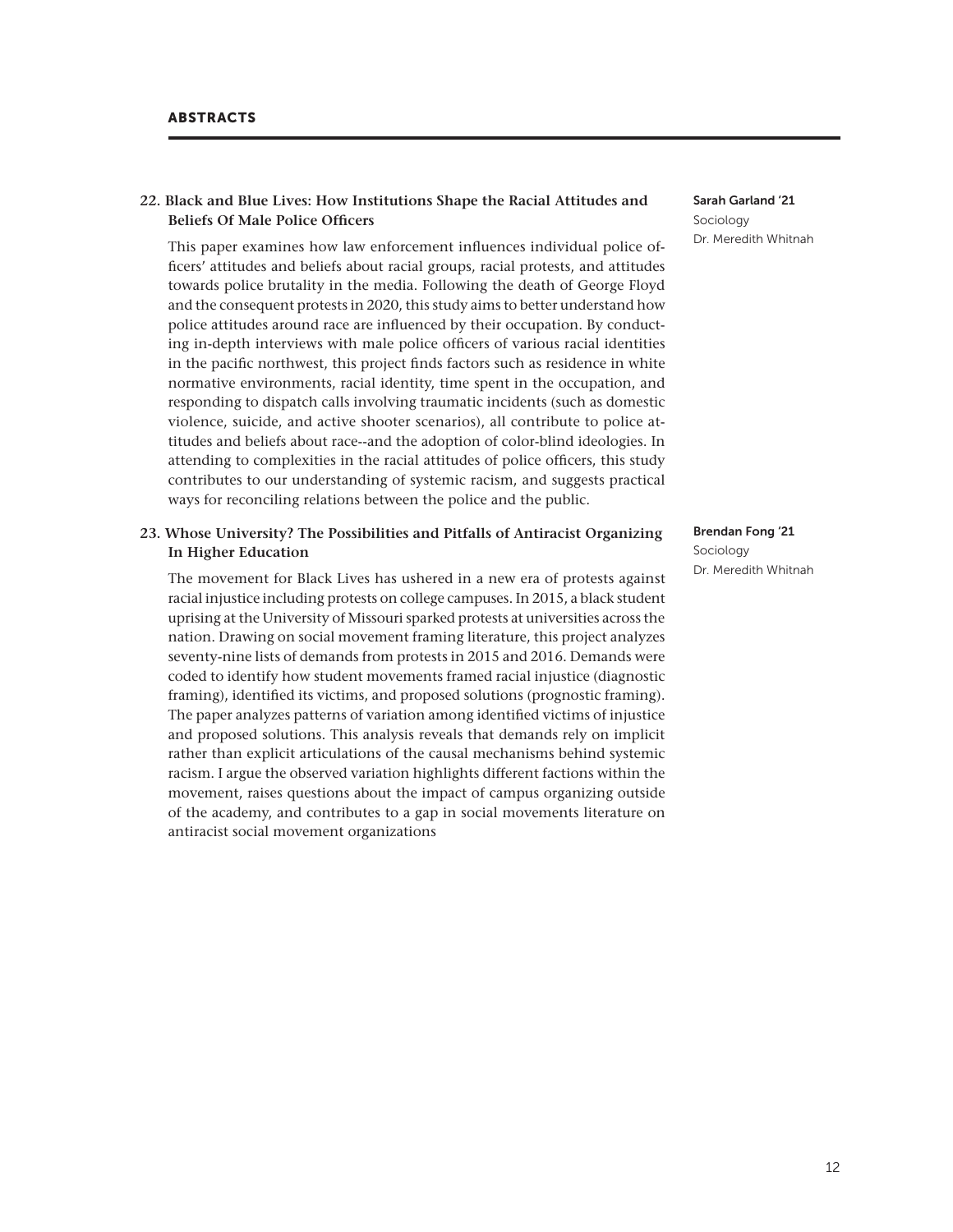## 22. Black and Blue Lives: How Institutions Shape the Racial Attitudes and Beliefs Of Male Police Officers

**Sarah Garland '21**
Sociology
Dr. Meredith Whitnah

This paper examines how law enforcement influences individual police officers' attitudes and beliefs about racial groups, racial protests, and attitudes towards police brutality in the media. Following the death of George Floyd and the consequent protests in 2020, this study aims to better understand how police attitudes around race are influenced by their occupation. By conducting in-depth interviews with male police officers of various racial identities in the pacific northwest, this project finds factors such as residence in white normative environments, racial identity, time spent in the occupation, and responding to dispatch calls involving traumatic incidents (such as domestic violence, suicide, and active shooter scenarios), all contribute to police attitudes and beliefs about race--and the adoption of color-blind ideologies. In attending to complexities in the racial attitudes of police officers, this study contributes to our understanding of systemic racism, and suggests practical ways for reconciling relations between the police and the public.

## 23. Whose University? The Possibilities and Pitfalls of Antiracist Organizing In Higher Education

**Brendan Fong '21**
Sociology
Dr. Meredith Whitnah

The movement for Black Lives has ushered in a new era of protests against racial injustice including protests on college campuses. In 2015, a black student uprising at the University of Missouri sparked protests at universities across the nation. Drawing on social movement framing literature, this project analyzes seventy-nine lists of demands from protests in 2015 and 2016. Demands were coded to identify how student movements framed racial injustice (diagnostic framing), identified its victims, and proposed solutions (prognostic framing). The paper analyzes patterns of variation among identified victims of injustice and proposed solutions. This analysis reveals that demands rely on implicit rather than explicit articulations of the causal mechanisms behind systemic racism. I argue the observed variation highlights different factions within the movement, raises questions about the impact of campus organizing outside of the academy, and contributes to a gap in social movements literature on antiracist social movement organizations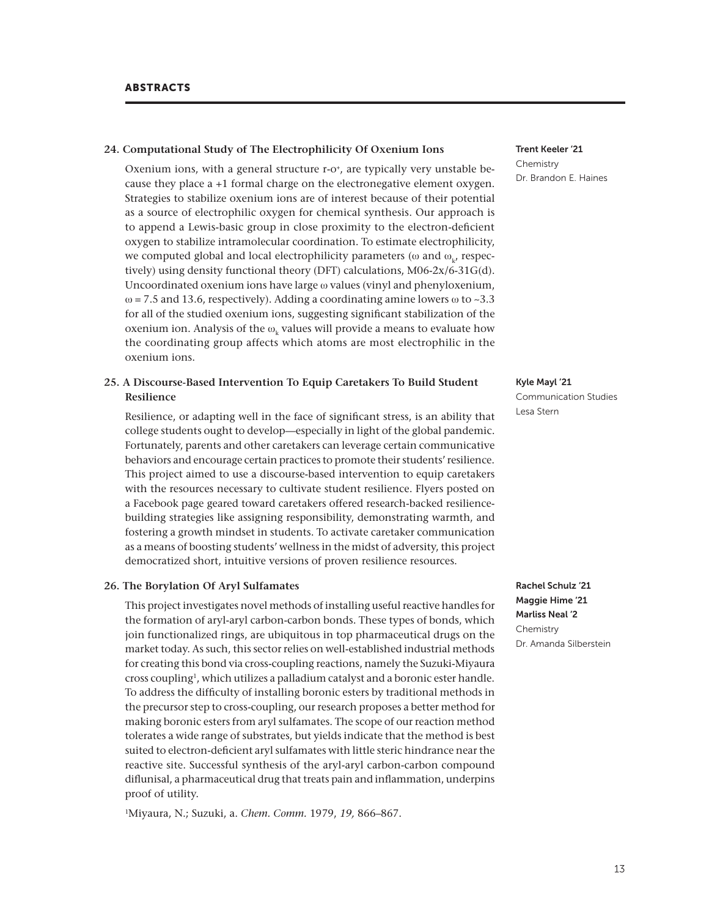## 24. Computational Study of The Electrophilicity Of Oxenium Ions

**Trent Keeler '21**
Chemistry
Dr. Brandon E. Haines

Oxenium ions, with a general structure r-o[+], are typically very unstable because they place a +1 formal charge on the electronegative element oxygen. Strategies to stabilize oxenium ions are of interest because of their potential as a source of electrophilic oxygen for chemical synthesis. Our approach is to append a Lewis-basic group in close proximity to the electron-deficient oxygen to stabilize intramolecular coordination. To estimate electrophilicity, we computed global and local electrophilicity parameters ($\omega$ and $\omega_k$, respectively) using density functional theory (DFT) calculations, M06-2x/6-31G(d). Uncoordinated oxenium ions have large $\omega$ values (vinyl and phenyloxenium, $\omega = 7.5$ and 13.6, respectively). Adding a coordinating amine lowers $\omega$ to ~3.3 for all of the studied oxenium ions, suggesting significant stabilization of the oxenium ion. Analysis of the $\omega_k$ values will provide a means to evaluate how the coordinating group affects which atoms are most electrophilic in the oxenium ions.

## 25. A Discourse-Based Intervention To Equip Caretakers To Build Student Resilience

**Kyle Mayl '21**
Communication Studies
Lesa Stern

Resilience, or adapting well in the face of significant stress, is an ability that college students ought to develop—especially in light of the global pandemic. Fortunately, parents and other caretakers can leverage certain communicative behaviors and encourage certain practices to promote their students' resilience. This project aimed to use a discourse-based intervention to equip caretakers with the resources necessary to cultivate student resilience. Flyers posted on a Facebook page geared toward caretakers offered research-backed resilience-building strategies like assigning responsibility, demonstrating warmth, and fostering a growth mindset in students. To activate caretaker communication as a means of boosting students' wellness in the midst of adversity, this project democratized short, intuitive versions of proven resilience resources.

## 26. The Borylation Of Aryl Sulfamates

**Rachel Schulz '21**
**Maggie Hime '21**
**Marliss Neal '2**
Chemistry
Dr. Amanda Silberstein

This project investigates novel methods of installing useful reactive handles for the formation of aryl-aryl carbon-carbon bonds. These types of bonds, which join functionalized rings, are ubiquitous in top pharmaceutical drugs on the market today. As such, this sector relies on well-established industrial methods for creating this bond via cross-coupling reactions, namely the Suzuki-Miyaura cross coupling[1], which utilizes a palladium catalyst and a boronic ester handle. To address the difficulty of installing boronic esters by traditional methods in the precursor step to cross-coupling, our research proposes a better method for making boronic esters from aryl sulfamates. The scope of our reaction method tolerates a wide range of substrates, but yields indicate that the method is best suited to electron-deficient aryl sulfamates with little steric hindrance near the reactive site. Successful synthesis of the aryl-aryl carbon-carbon compound diflunisal, a pharmaceutical drug that treats pain and inflammation, underpins proof of utility.

[1]Miyaura, N.; Suzuki, a. *Chem. Comm.* 1979, *19,* 866–867.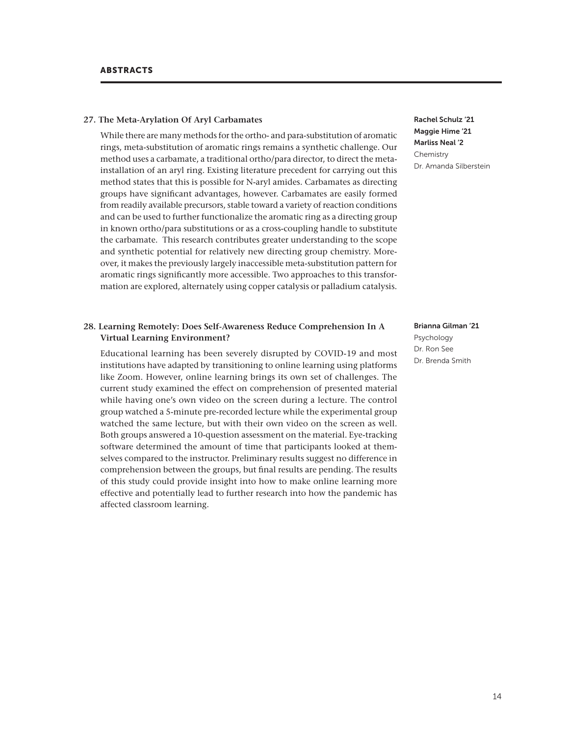## ABSTRACTS

### 27. The Meta-Arylation Of Aryl Carbamates

**Rachel Schulz '21**
**Maggie Hime '21**
**Marliss Neal '2**
Chemistry
Dr. Amanda Silberstein

While there are many methods for the ortho- and para-substitution of aromatic rings, meta-substitution of aromatic rings remains a synthetic challenge. Our method uses a carbamate, a traditional ortho/para director, to direct the meta-installation of an aryl ring. Existing literature precedent for carrying out this method states that this is possible for N-aryl amides. Carbamates as directing groups have significant advantages, however. Carbamates are easily formed from readily available precursors, stable toward a variety of reaction conditions and can be used to further functionalize the aromatic ring as a directing group in known ortho/para substitutions or as a cross-coupling handle to substitute the carbamate. This research contributes greater understanding to the scope and synthetic potential for relatively new directing group chemistry. Moreover, it makes the previously largely inaccessible meta-substitution pattern for aromatic rings significantly more accessible. Two approaches to this transformation are explored, alternately using copper catalysis or palladium catalysis.

### 28. Learning Remotely: Does Self-Awareness Reduce Comprehension In A Virtual Learning Environment?

**Brianna Gilman '21**
Psychology
Dr. Ron See
Dr. Brenda Smith

Educational learning has been severely disrupted by COVID-19 and most institutions have adapted by transitioning to online learning using platforms like Zoom. However, online learning brings its own set of challenges. The current study examined the effect on comprehension of presented material while having one's own video on the screen during a lecture. The control group watched a 5-minute pre-recorded lecture while the experimental group watched the same lecture, but with their own video on the screen as well. Both groups answered a 10-question assessment on the material. Eye-tracking software determined the amount of time that participants looked at themselves compared to the instructor. Preliminary results suggest no difference in comprehension between the groups, but final results are pending. The results of this study could provide insight into how to make online learning more effective and potentially lead to further research into how the pandemic has affected classroom learning.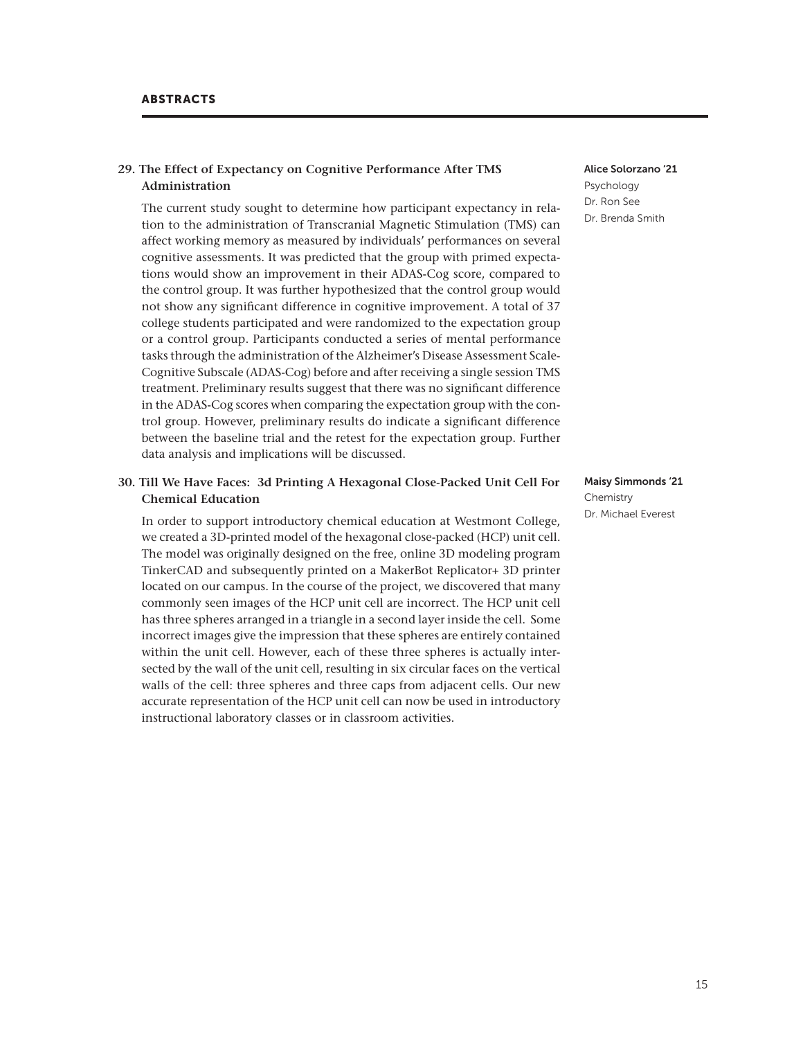## 29. The Effect of Expectancy on Cognitive Performance After TMS Administration

**Alice Solorzano '21**
Psychology
Dr. Ron See
Dr. Brenda Smith

The current study sought to determine how participant expectancy in relation to the administration of Transcranial Magnetic Stimulation (TMS) can affect working memory as measured by individuals' performances on several cognitive assessments. It was predicted that the group with primed expectations would show an improvement in their ADAS-Cog score, compared to the control group. It was further hypothesized that the control group would not show any significant difference in cognitive improvement. A total of 37 college students participated and were randomized to the expectation group or a control group. Participants conducted a series of mental performance tasks through the administration of the Alzheimer's Disease Assessment Scale-Cognitive Subscale (ADAS-Cog) before and after receiving a single session TMS treatment. Preliminary results suggest that there was no significant difference in the ADAS-Cog scores when comparing the expectation group with the control group. However, preliminary results do indicate a significant difference between the baseline trial and the retest for the expectation group. Further data analysis and implications will be discussed.

## 30. Till We Have Faces: 3d Printing A Hexagonal Close-Packed Unit Cell For Chemical Education

**Maisy Simmonds '21**
Chemistry
Dr. Michael Everest

In order to support introductory chemical education at Westmont College, we created a 3D-printed model of the hexagonal close-packed (HCP) unit cell. The model was originally designed on the free, online 3D modeling program TinkerCAD and subsequently printed on a MakerBot Replicator+ 3D printer located on our campus. In the course of the project, we discovered that many commonly seen images of the HCP unit cell are incorrect. The HCP unit cell has three spheres arranged in a triangle in a second layer inside the cell. Some incorrect images give the impression that these spheres are entirely contained within the unit cell. However, each of these three spheres is actually intersected by the wall of the unit cell, resulting in six circular faces on the vertical walls of the cell: three spheres and three caps from adjacent cells. Our new accurate representation of the HCP unit cell can now be used in introductory instructional laboratory classes or in classroom activities.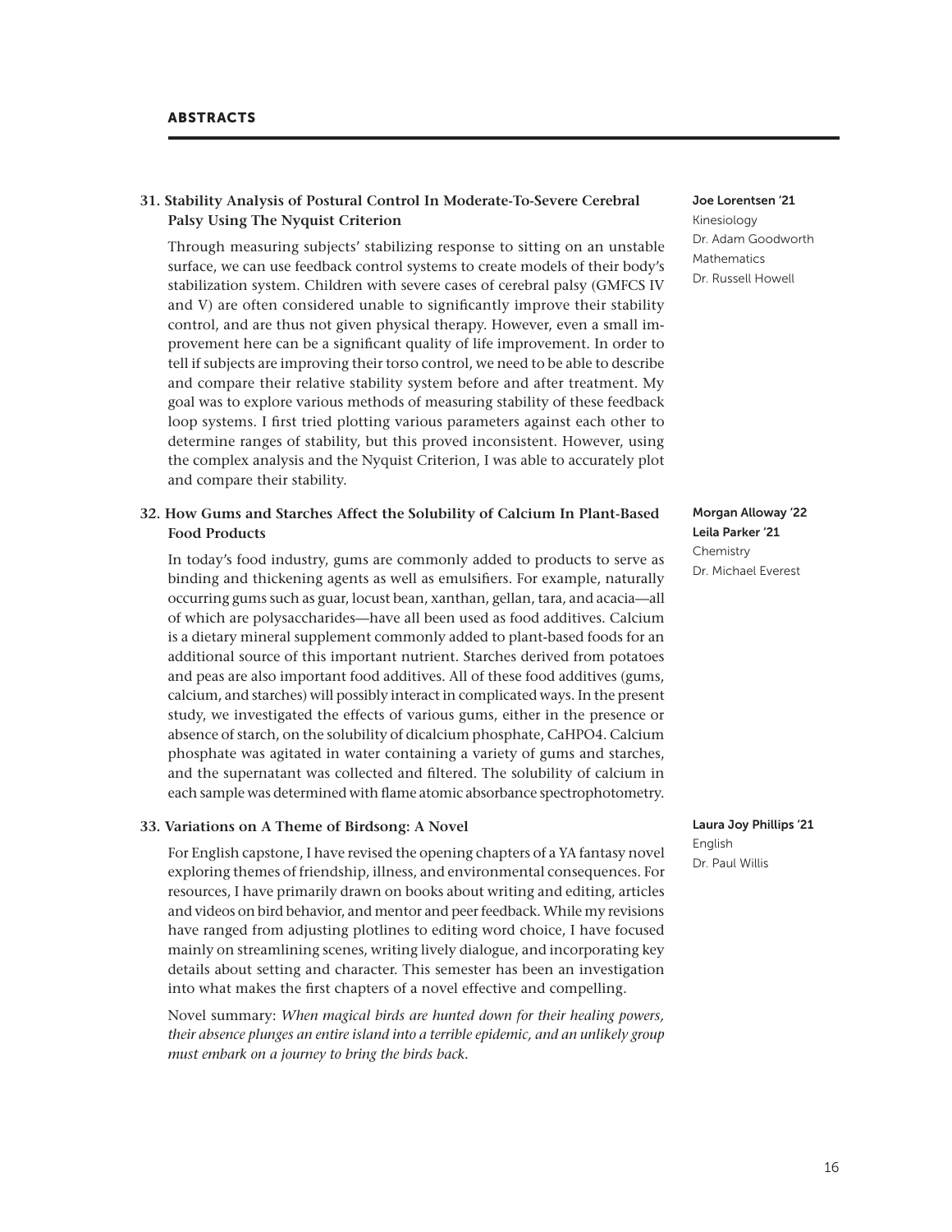## ABSTRACTS

### 31. Stability Analysis of Postural Control In Moderate-To-Severe Cerebral Palsy Using The Nyquist Criterion

**Joe Lorentsen '21**
Kinesiology
Dr. Adam Goodworth
Mathematics
Dr. Russell Howell

Through measuring subjects' stabilizing response to sitting on an unstable surface, we can use feedback control systems to create models of their body's stabilization system. Children with severe cases of cerebral palsy (GMFCS IV and V) are often considered unable to significantly improve their stability control, and are thus not given physical therapy. However, even a small improvement here can be a significant quality of life improvement. In order to tell if subjects are improving their torso control, we need to be able to describe and compare their relative stability system before and after treatment. My goal was to explore various methods of measuring stability of these feedback loop systems. I first tried plotting various parameters against each other to determine ranges of stability, but this proved inconsistent. However, using the complex analysis and the Nyquist Criterion, I was able to accurately plot and compare their stability.

### 32. How Gums and Starches Affect the Solubility of Calcium In Plant-Based Food Products

**Morgan Alloway '22**
**Leila Parker '21**
Chemistry
Dr. Michael Everest

In today's food industry, gums are commonly added to products to serve as binding and thickening agents as well as emulsifiers. For example, naturally occurring gums such as guar, locust bean, xanthan, gellan, tara, and acacia—all of which are polysaccharides—have all been used as food additives. Calcium is a dietary mineral supplement commonly added to plant-based foods for an additional source of this important nutrient. Starches derived from potatoes and peas are also important food additives. All of these food additives (gums, calcium, and starches) will possibly interact in complicated ways. In the present study, we investigated the effects of various gums, either in the presence or absence of starch, on the solubility of dicalcium phosphate, $CaHPO_4$. Calcium phosphate was agitated in water containing a variety of gums and starches, and the supernatant was collected and filtered. The solubility of calcium in each sample was determined with flame atomic absorbance spectrophotometry.

### 33. Variations on A Theme of Birdsong: A Novel

**Laura Joy Phillips '21**
English
Dr. Paul Willis

For English capstone, I have revised the opening chapters of a YA fantasy novel exploring themes of friendship, illness, and environmental consequences. For resources, I have primarily drawn on books about writing and editing, articles and videos on bird behavior, and mentor and peer feedback. While my revisions have ranged from adjusting plotlines to editing word choice, I have focused mainly on streamlining scenes, writing lively dialogue, and incorporating key details about setting and character. This semester has been an investigation into what makes the first chapters of a novel effective and compelling.

Novel summary: *When magical birds are hunted down for their healing powers, their absence plunges an entire island into a terrible epidemic, and an unlikely group must embark on a journey to bring the birds back.*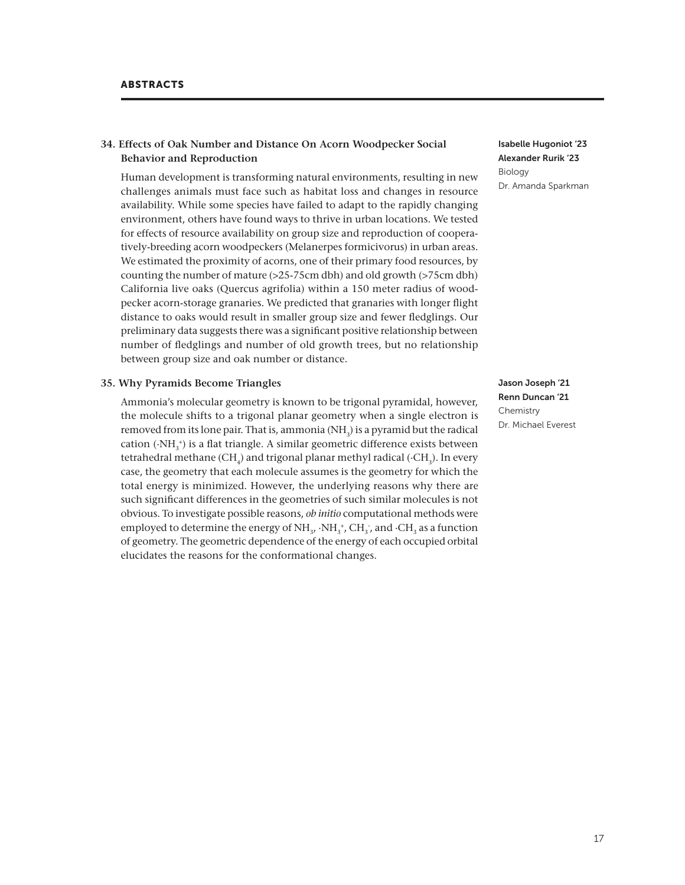## 34. Effects of Oak Number and Distance On Acorn Woodpecker Social Behavior and Reproduction

**Isabelle Hugoniot '23**
**Alexander Rurik '23**
Biology
Dr. Amanda Sparkman

Human development is transforming natural environments, resulting in new challenges animals must face such as habitat loss and changes in resource availability. While some species have failed to adapt to the rapidly changing environment, others have found ways to thrive in urban locations. We tested for effects of resource availability on group size and reproduction of cooperatively-breeding acorn woodpeckers (Melanerpes formicivorus) in urban areas. We estimated the proximity of acorns, one of their primary food resources, by counting the number of mature (>25-75cm dbh) and old growth (>75cm dbh) California live oaks (Quercus agrifolia) within a 150 meter radius of woodpecker acorn-storage granaries. We predicted that granaries with longer flight distance to oaks would result in smaller group size and fewer fledglings. Our preliminary data suggests there was a significant positive relationship between number of fledglings and number of old growth trees, but no relationship between group size and oak number or distance.

## 35. Why Pyramids Become Triangles

**Jason Joseph '21**
**Renn Duncan '21**
Chemistry
Dr. Michael Everest

Ammonia's molecular geometry is known to be trigonal pyramidal, however, the molecule shifts to a trigonal planar geometry when a single electron is removed from its lone pair. That is, ammonia ($NH_3$) is a pyramid but the radical cation ($\cdot NH_3^+$) is a flat triangle. A similar geometric difference exists between tetrahedral methane ($CH_4$) and trigonal planar methyl radical ($\cdot CH_3$). In every case, the geometry that each molecule assumes is the geometry for which the total energy is minimized. However, the underlying reasons why there are such significant differences in the geometries of such similar molecules is not obvious. To investigate possible reasons, *ob initio* computational methods were employed to determine the energy of $NH_3$, $\cdot NH_3^+$, $CH_3^-$, and $\cdot CH_3$ as a function of geometry. The geometric dependence of the energy of each occupied orbital elucidates the reasons for the conformational changes.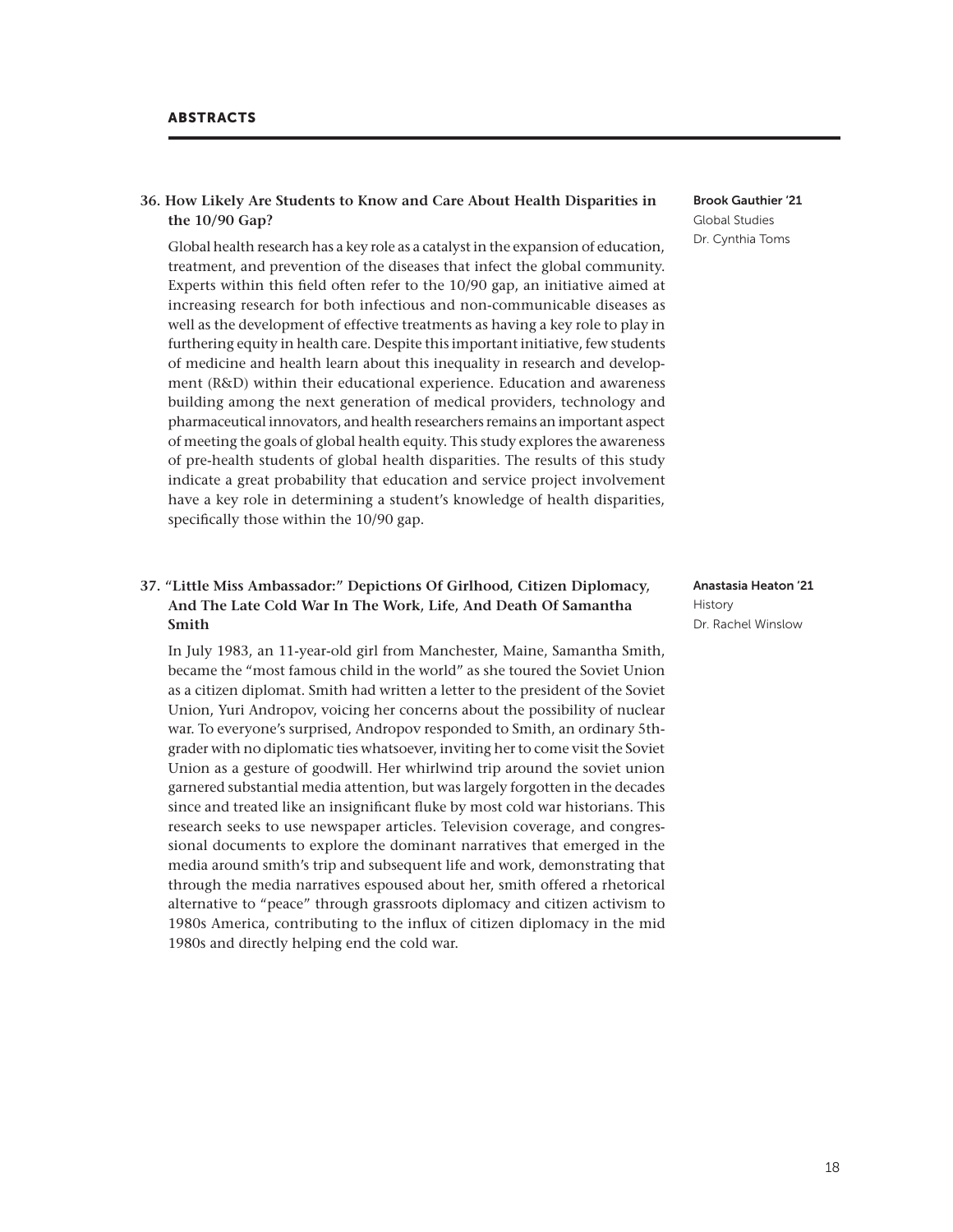### 36. How Likely Are Students to Know and Care About Health Disparities in the 10/90 Gap?

**Brook Gauthier '21**
Global Studies
Dr. Cynthia Toms

Global health research has a key role as a catalyst in the expansion of education, treatment, and prevention of the diseases that infect the global community. Experts within this field often refer to the 10/90 gap, an initiative aimed at increasing research for both infectious and non-communicable diseases as well as the development of effective treatments as having a key role to play in furthering equity in health care. Despite this important initiative, few students of medicine and health learn about this inequality in research and development (R&D) within their educational experience. Education and awareness building among the next generation of medical providers, technology and pharmaceutical innovators, and health researchers remains an important aspect of meeting the goals of global health equity. This study explores the awareness of pre-health students of global health disparities. The results of this study indicate a great probability that education and service project involvement have a key role in determining a student's knowledge of health disparities, specifically those within the 10/90 gap.

### 37. "Little Miss Ambassador:" Depictions Of Girlhood, Citizen Diplomacy, And The Late Cold War In The Work, Life, And Death Of Samantha Smith

**Anastasia Heaton '21**
History
Dr. Rachel Winslow

In July 1983, an 11-year-old girl from Manchester, Maine, Samantha Smith, became the "most famous child in the world" as she toured the Soviet Union as a citizen diplomat. Smith had written a letter to the president of the Soviet Union, Yuri Andropov, voicing her concerns about the possibility of nuclear war. To everyone's surprised, Andropov responded to Smith, an ordinary 5th-grader with no diplomatic ties whatsoever, inviting her to come visit the Soviet Union as a gesture of goodwill. Her whirlwind trip around the soviet union garnered substantial media attention, but was largely forgotten in the decades since and treated like an insignificant fluke by most cold war historians. This research seeks to use newspaper articles. Television coverage, and congressional documents to explore the dominant narratives that emerged in the media around smith's trip and subsequent life and work, demonstrating that through the media narratives espoused about her, smith offered a rhetorical alternative to "peace" through grassroots diplomacy and citizen activism to 1980s America, contributing to the influx of citizen diplomacy in the mid 1980s and directly helping end the cold war.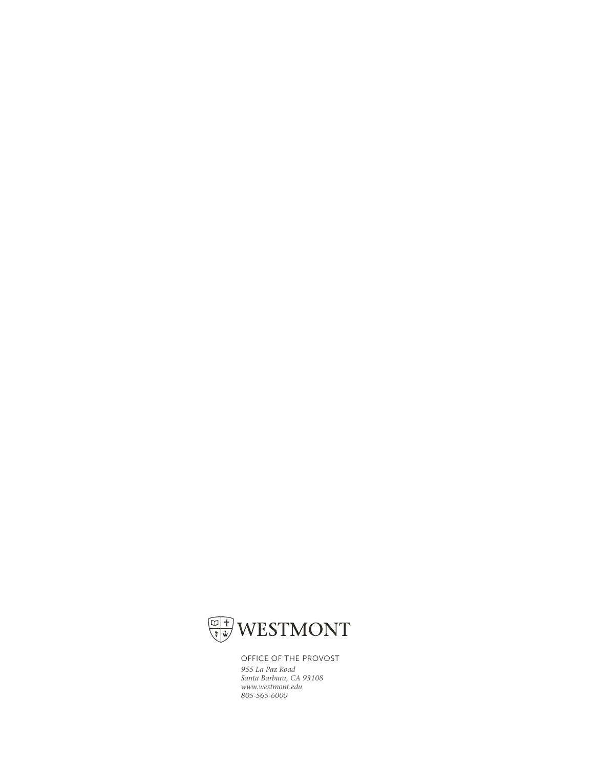WESTMONT

OFFICE OF THE PROVOST

*955 La Paz Road*
*Santa Barbara, CA 93108*
*www.westmont.edu*
*805-565-6000*